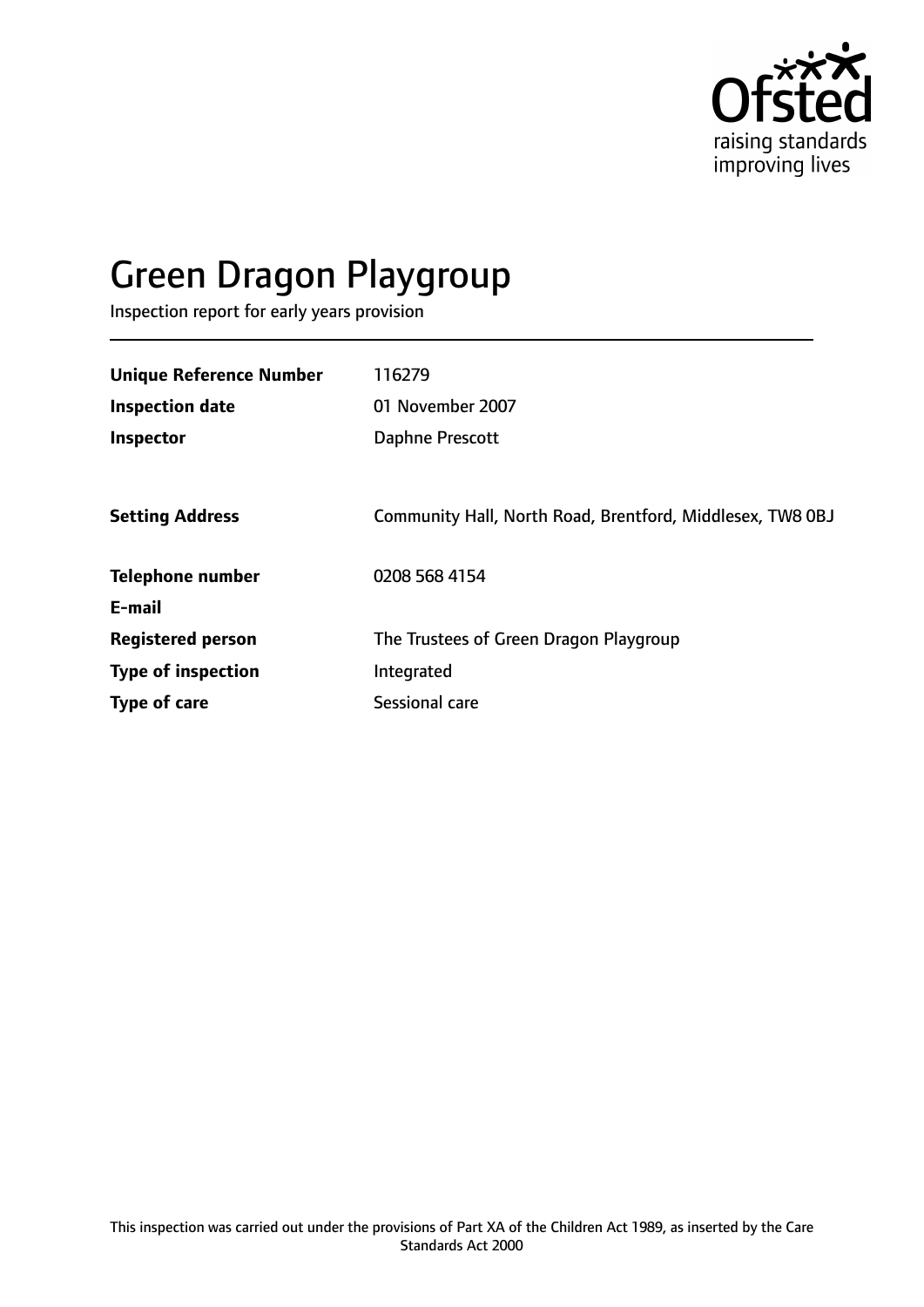# Green Dragon Playgroup

Inspection report for early years provision

| | |
|---|---|
| **Unique Reference Number** | 116279 |
| **Inspection date** | 01 November 2007 |
| **Inspector** | Daphne Prescott |
| | |
| **Setting Address** | Community Hall, North Road, Brentford, Middlesex, TW8 0BJ |
| | |
| **Telephone number** | 0208 568 4154 |
| **E-mail** | |
| **Registered person** | The Trustees of Green Dragon Playgroup |
| **Type of inspection** | Integrated |
| **Type of care** | Sessional care |

This inspection was carried out under the provisions of Part XA of the Children Act 1989, as inserted by the Care Standards Act 2000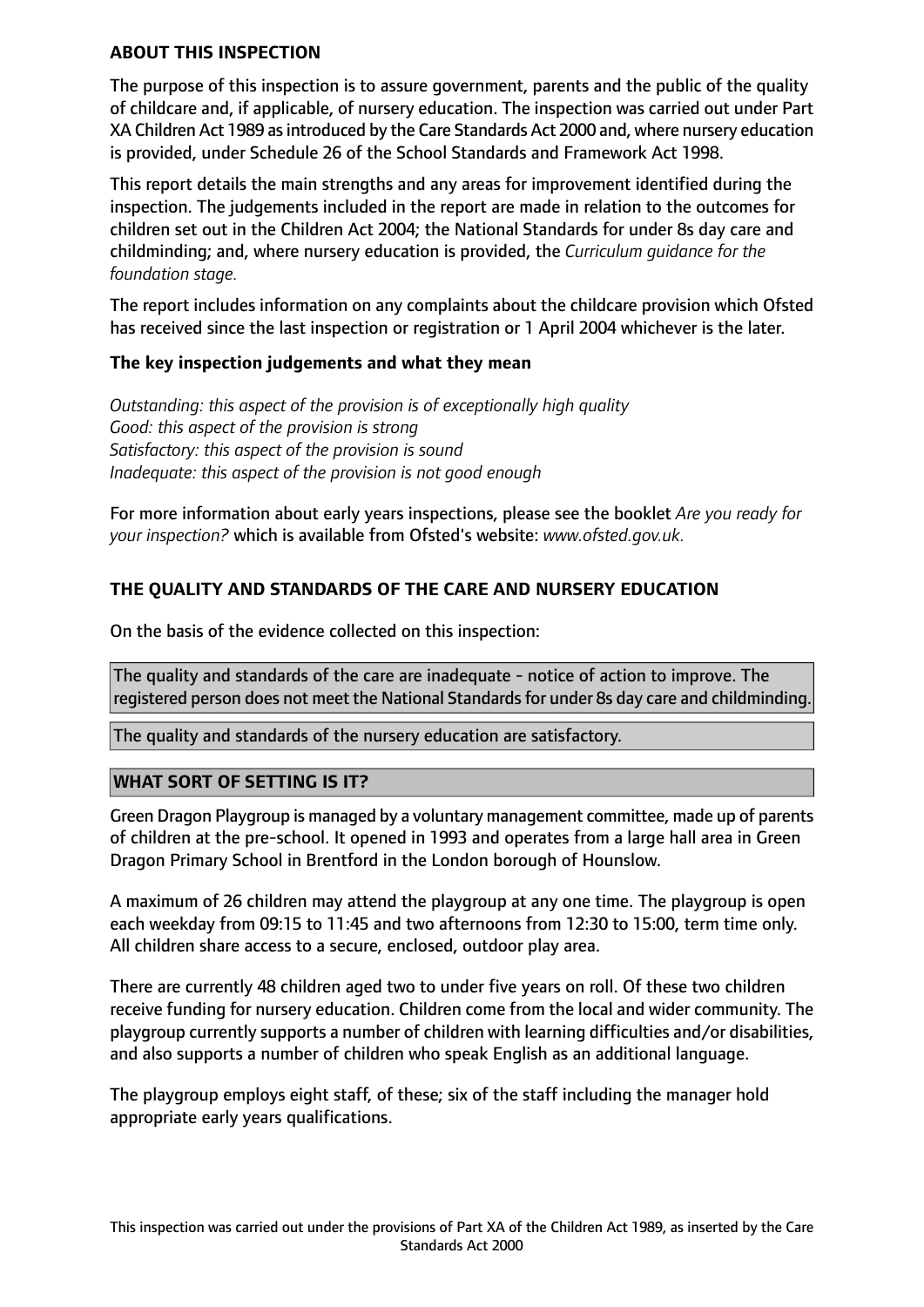## ABOUT THIS INSPECTION

The purpose of this inspection is to assure government, parents and the public of the quality of childcare and, if applicable, of nursery education. The inspection was carried out under Part XA Children Act 1989 as introduced by the Care Standards Act 2000 and, where nursery education is provided, under Schedule 26 of the School Standards and Framework Act 1998.

This report details the main strengths and any areas for improvement identified during the inspection. The judgements included in the report are made in relation to the outcomes for children set out in the Children Act 2004; the National Standards for under 8s day care and childminding; and, where nursery education is provided, the *Curriculum guidance for the foundation stage.*

The report includes information on any complaints about the childcare provision which Ofsted has received since the last inspection or registration or 1 April 2004 whichever is the later.

### The key inspection judgements and what they mean

*Outstanding: this aspect of the provision is of exceptionally high quality*
*Good: this aspect of the provision is strong*
*Satisfactory: this aspect of the provision is sound*
*Inadequate: this aspect of the provision is not good enough*

For more information about early years inspections, please see the booklet *Are you ready for your inspection?* which is available from Ofsted's website: *www.ofsted.gov.uk.*

## THE QUALITY AND STANDARDS OF THE CARE AND NURSERY EDUCATION

On the basis of the evidence collected on this inspection:

The quality and standards of the care are inadequate - notice of action to improve. The registered person does not meet the National Standards for under 8s day care and childminding.

The quality and standards of the nursery education are satisfactory.

## WHAT SORT OF SETTING IS IT?

Green Dragon Playgroup is managed by a voluntary management committee, made up of parents of children at the pre-school. It opened in 1993 and operates from a large hall area in Green Dragon Primary School in Brentford in the London borough of Hounslow.

A maximum of 26 children may attend the playgroup at any one time. The playgroup is open each weekday from 09:15 to 11:45 and two afternoons from 12:30 to 15:00, term time only. All children share access to a secure, enclosed, outdoor play area.

There are currently 48 children aged two to under five years on roll. Of these two children receive funding for nursery education. Children come from the local and wider community. The playgroup currently supports a number of children with learning difficulties and/or disabilities, and also supports a number of children who speak English as an additional language.

The playgroup employs eight staff, of these; six of the staff including the manager hold appropriate early years qualifications.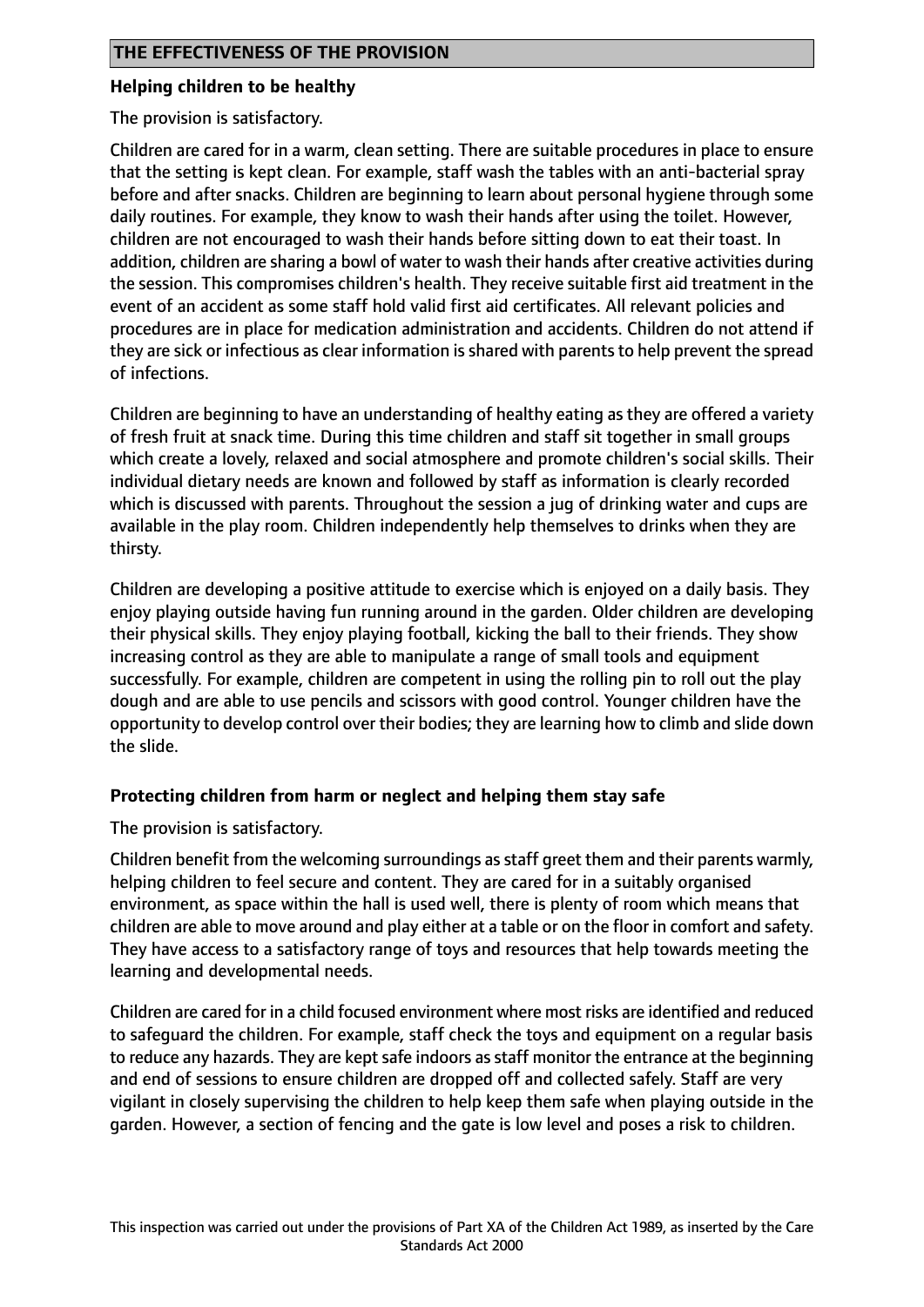## THE EFFECTIVENESS OF THE PROVISION

### Helping children to be healthy

The provision is satisfactory.

Children are cared for in a warm, clean setting. There are suitable procedures in place to ensure that the setting is kept clean. For example, staff wash the tables with an anti-bacterial spray before and after snacks. Children are beginning to learn about personal hygiene through some daily routines. For example, they know to wash their hands after using the toilet. However, children are not encouraged to wash their hands before sitting down to eat their toast. In addition, children are sharing a bowl of water to wash their hands after creative activities during the session. This compromises children's health. They receive suitable first aid treatment in the event of an accident as some staff hold valid first aid certificates. All relevant policies and procedures are in place for medication administration and accidents. Children do not attend if they are sick or infectious as clear information is shared with parents to help prevent the spread of infections.

Children are beginning to have an understanding of healthy eating as they are offered a variety of fresh fruit at snack time. During this time children and staff sit together in small groups which create a lovely, relaxed and social atmosphere and promote children's social skills. Their individual dietary needs are known and followed by staff as information is clearly recorded which is discussed with parents. Throughout the session a jug of drinking water and cups are available in the play room. Children independently help themselves to drinks when they are thirsty.

Children are developing a positive attitude to exercise which is enjoyed on a daily basis. They enjoy playing outside having fun running around in the garden. Older children are developing their physical skills. They enjoy playing football, kicking the ball to their friends. They show increasing control as they are able to manipulate a range of small tools and equipment successfully. For example, children are competent in using the rolling pin to roll out the play dough and are able to use pencils and scissors with good control. Younger children have the opportunity to develop control over their bodies; they are learning how to climb and slide down the slide.

### Protecting children from harm or neglect and helping them stay safe

The provision is satisfactory.

Children benefit from the welcoming surroundings as staff greet them and their parents warmly, helping children to feel secure and content. They are cared for in a suitably organised environment, as space within the hall is used well, there is plenty of room which means that children are able to move around and play either at a table or on the floor in comfort and safety. They have access to a satisfactory range of toys and resources that help towards meeting the learning and developmental needs.

Children are cared for in a child focused environment where most risks are identified and reduced to safeguard the children. For example, staff check the toys and equipment on a regular basis to reduce any hazards. They are kept safe indoors as staff monitor the entrance at the beginning and end of sessions to ensure children are dropped off and collected safely. Staff are very vigilant in closely supervising the children to help keep them safe when playing outside in the garden. However, a section of fencing and the gate is low level and poses a risk to children.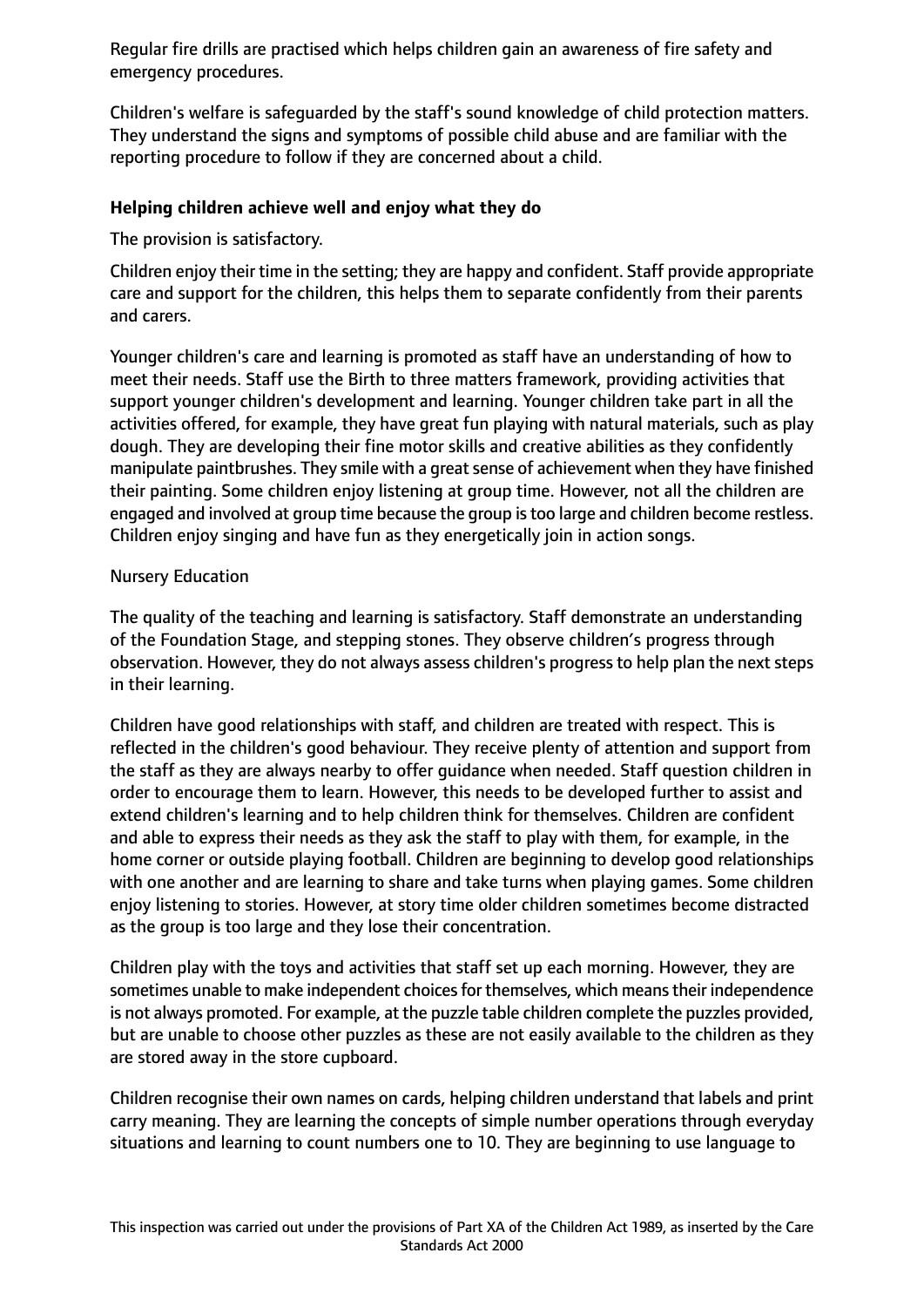Regular fire drills are practised which helps children gain an awareness of fire safety and emergency procedures.

Children's welfare is safeguarded by the staff's sound knowledge of child protection matters. They understand the signs and symptoms of possible child abuse and are familiar with the reporting procedure to follow if they are concerned about a child.

### Helping children achieve well and enjoy what they do

The provision is satisfactory.

Children enjoy their time in the setting; they are happy and confident. Staff provide appropriate care and support for the children, this helps them to separate confidently from their parents and carers.

Younger children's care and learning is promoted as staff have an understanding of how to meet their needs. Staff use the Birth to three matters framework, providing activities that support younger children's development and learning. Younger children take part in all the activities offered, for example, they have great fun playing with natural materials, such as play dough. They are developing their fine motor skills and creative abilities as they confidently manipulate paintbrushes. They smile with a great sense of achievement when they have finished their painting. Some children enjoy listening at group time. However, not all the children are engaged and involved at group time because the group is too large and children become restless. Children enjoy singing and have fun as they energetically join in action songs.

Nursery Education

The quality of the teaching and learning is satisfactory. Staff demonstrate an understanding of the Foundation Stage, and stepping stones. They observe children's progress through observation. However, they do not always assess children's progress to help plan the next steps in their learning.

Children have good relationships with staff, and children are treated with respect. This is reflected in the children's good behaviour. They receive plenty of attention and support from the staff as they are always nearby to offer guidance when needed. Staff question children in order to encourage them to learn. However, this needs to be developed further to assist and extend children's learning and to help children think for themselves. Children are confident and able to express their needs as they ask the staff to play with them, for example, in the home corner or outside playing football. Children are beginning to develop good relationships with one another and are learning to share and take turns when playing games. Some children enjoy listening to stories. However, at story time older children sometimes become distracted as the group is too large and they lose their concentration.

Children play with the toys and activities that staff set up each morning. However, they are sometimes unable to make independent choices for themselves, which means their independence is not always promoted. For example, at the puzzle table children complete the puzzles provided, but are unable to choose other puzzles as these are not easily available to the children as they are stored away in the store cupboard.

Children recognise their own names on cards, helping children understand that labels and print carry meaning. They are learning the concepts of simple number operations through everyday situations and learning to count numbers one to 10. They are beginning to use language to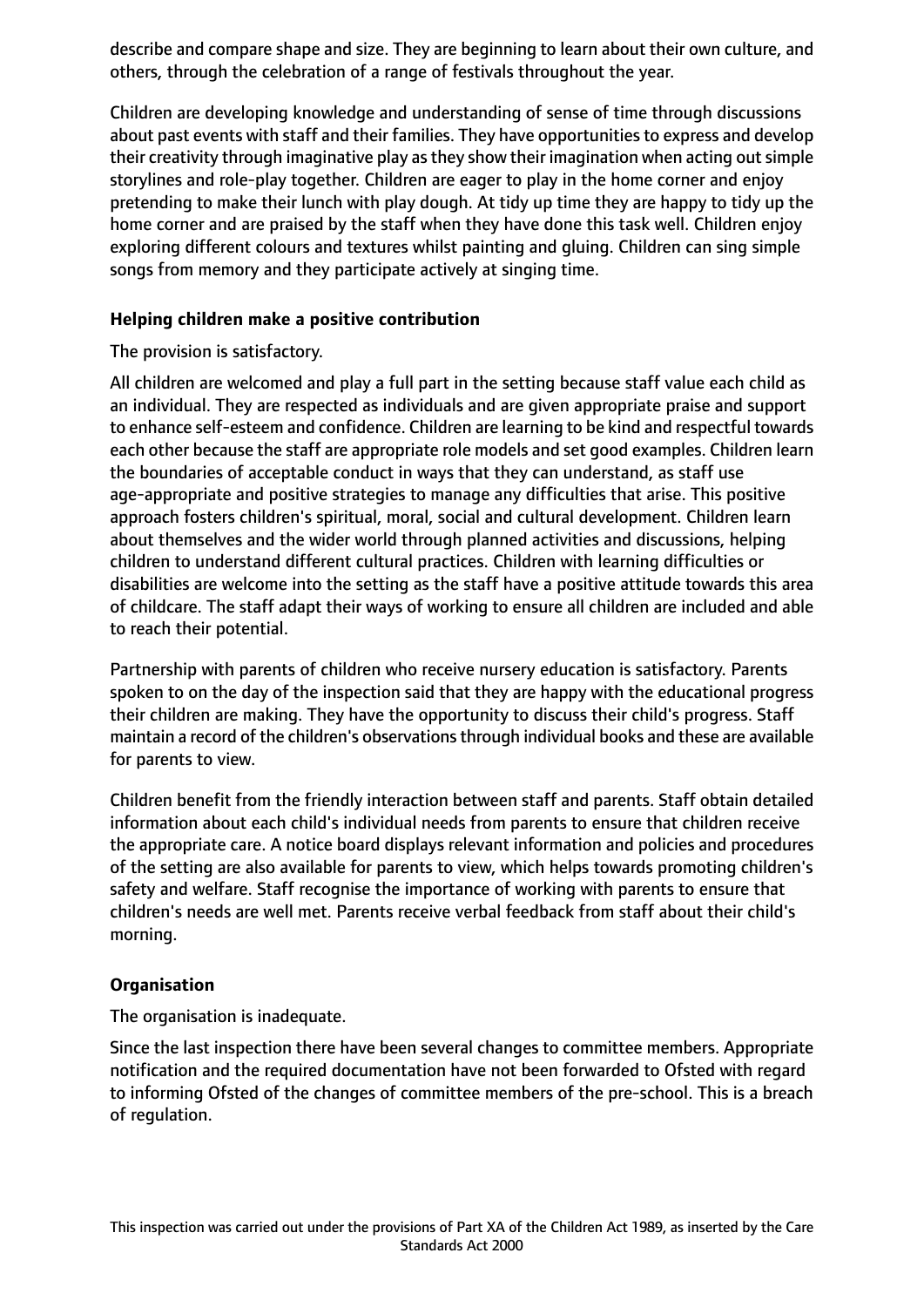describe and compare shape and size. They are beginning to learn about their own culture, and others, through the celebration of a range of festivals throughout the year.

Children are developing knowledge and understanding of sense of time through discussions about past events with staff and their families. They have opportunities to express and develop their creativity through imaginative play as they show their imagination when acting out simple storylines and role-play together. Children are eager to play in the home corner and enjoy pretending to make their lunch with play dough. At tidy up time they are happy to tidy up the home corner and are praised by the staff when they have done this task well. Children enjoy exploring different colours and textures whilst painting and gluing. Children can sing simple songs from memory and they participate actively at singing time.

**Helping children make a positive contribution**

The provision is satisfactory.

All children are welcomed and play a full part in the setting because staff value each child as an individual. They are respected as individuals and are given appropriate praise and support to enhance self-esteem and confidence. Children are learning to be kind and respectful towards each other because the staff are appropriate role models and set good examples. Children learn the boundaries of acceptable conduct in ways that they can understand, as staff use age-appropriate and positive strategies to manage any difficulties that arise. This positive approach fosters children's spiritual, moral, social and cultural development. Children learn about themselves and the wider world through planned activities and discussions, helping children to understand different cultural practices. Children with learning difficulties or disabilities are welcome into the setting as the staff have a positive attitude towards this area of childcare. The staff adapt their ways of working to ensure all children are included and able to reach their potential.

Partnership with parents of children who receive nursery education is satisfactory. Parents spoken to on the day of the inspection said that they are happy with the educational progress their children are making. They have the opportunity to discuss their child's progress. Staff maintain a record of the children's observations through individual books and these are available for parents to view.

Children benefit from the friendly interaction between staff and parents. Staff obtain detailed information about each child's individual needs from parents to ensure that children receive the appropriate care. A notice board displays relevant information and policies and procedures of the setting are also available for parents to view, which helps towards promoting children's safety and welfare. Staff recognise the importance of working with parents to ensure that children's needs are well met. Parents receive verbal feedback from staff about their child's morning.

**Organisation**

The organisation is inadequate.

Since the last inspection there have been several changes to committee members. Appropriate notification and the required documentation have not been forwarded to Ofsted with regard to informing Ofsted of the changes of committee members of the pre-school. This is a breach of regulation.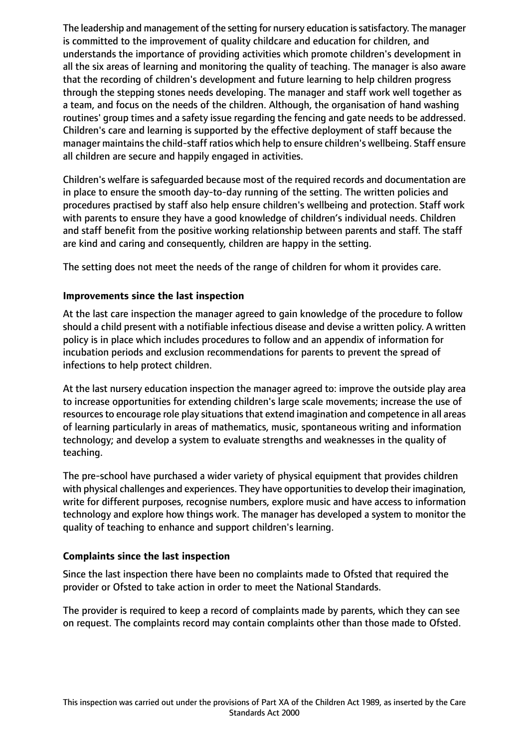The leadership and management of the setting for nursery education is satisfactory. The manager is committed to the improvement of quality childcare and education for children, and understands the importance of providing activities which promote children's development in all the six areas of learning and monitoring the quality of teaching. The manager is also aware that the recording of children's development and future learning to help children progress through the stepping stones needs developing. The manager and staff work well together as a team, and focus on the needs of the children. Although, the organisation of hand washing routines' group times and a safety issue regarding the fencing and gate needs to be addressed. Children's care and learning is supported by the effective deployment of staff because the manager maintains the child-staff ratios which help to ensure children's wellbeing. Staff ensure all children are secure and happily engaged in activities.

Children's welfare is safeguarded because most of the required records and documentation are in place to ensure the smooth day-to-day running of the setting. The written policies and procedures practised by staff also help ensure children's wellbeing and protection. Staff work with parents to ensure they have a good knowledge of children's individual needs. Children and staff benefit from the positive working relationship between parents and staff. The staff are kind and caring and consequently, children are happy in the setting.

The setting does not meet the needs of the range of children for whom it provides care.

**Improvements since the last inspection**

At the last care inspection the manager agreed to gain knowledge of the procedure to follow should a child present with a notifiable infectious disease and devise a written policy. A written policy is in place which includes procedures to follow and an appendix of information for incubation periods and exclusion recommendations for parents to prevent the spread of infections to help protect children.

At the last nursery education inspection the manager agreed to: improve the outside play area to increase opportunities for extending children's large scale movements; increase the use of resources to encourage role play situations that extend imagination and competence in all areas of learning particularly in areas of mathematics, music, spontaneous writing and information technology; and develop a system to evaluate strengths and weaknesses in the quality of teaching.

The pre-school have purchased a wider variety of physical equipment that provides children with physical challenges and experiences. They have opportunities to develop their imagination, write for different purposes, recognise numbers, explore music and have access to information technology and explore how things work. The manager has developed a system to monitor the quality of teaching to enhance and support children's learning.

**Complaints since the last inspection**

Since the last inspection there have been no complaints made to Ofsted that required the provider or Ofsted to take action in order to meet the National Standards.

The provider is required to keep a record of complaints made by parents, which they can see on request. The complaints record may contain complaints other than those made to Ofsted.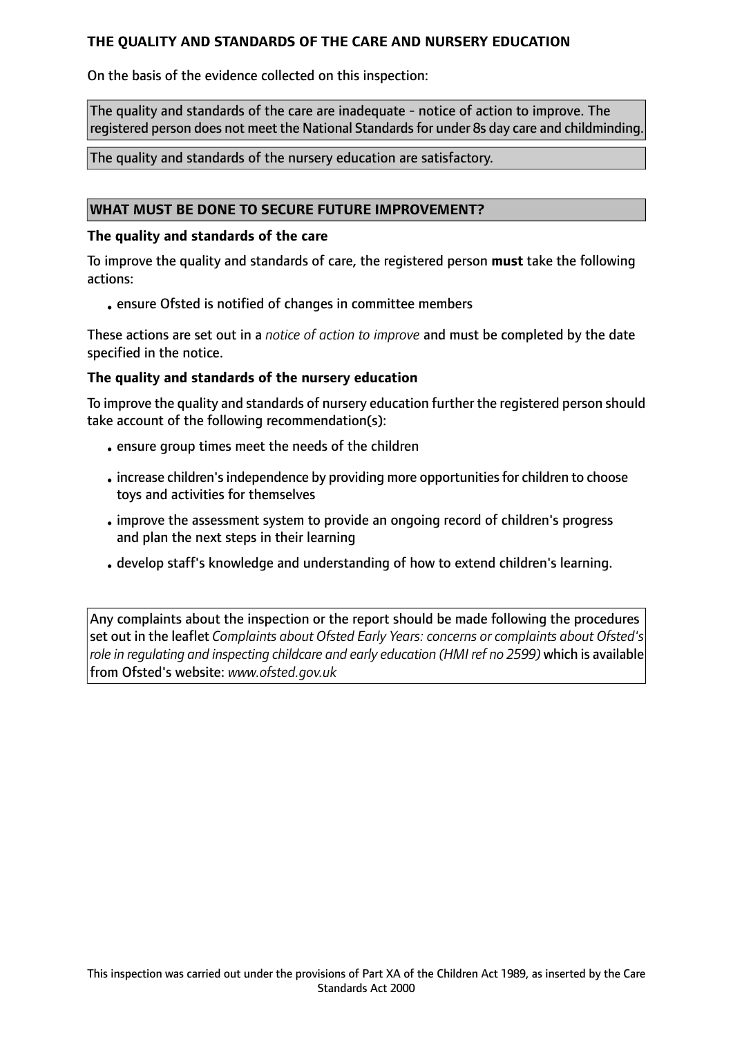## THE QUALITY AND STANDARDS OF THE CARE AND NURSERY EDUCATION

On the basis of the evidence collected on this inspection:

The quality and standards of the care are inadequate - notice of action to improve. The registered person does not meet the National Standards for under 8s day care and childminding.

The quality and standards of the nursery education are satisfactory.

## WHAT MUST BE DONE TO SECURE FUTURE IMPROVEMENT?

### The quality and standards of the care

To improve the quality and standards of care, the registered person **must** take the following actions:

- ensure Ofsted is notified of changes in committee members

These actions are set out in a *notice of action to improve* and must be completed by the date specified in the notice.

### The quality and standards of the nursery education

To improve the quality and standards of nursery education further the registered person should take account of the following recommendation(s):

- ensure group times meet the needs of the children
- increase children's independence by providing more opportunities for children to choose toys and activities for themselves
- improve the assessment system to provide an ongoing record of children's progress and plan the next steps in their learning
- develop staff's knowledge and understanding of how to extend children's learning.

Any complaints about the inspection or the report should be made following the procedures set out in the leaflet *Complaints about Ofsted Early Years: concerns or complaints about Ofsted's role in regulating and inspecting childcare and early education (HMI ref no 2599)* which is available from Ofsted's website: *www.ofsted.gov.uk*

This inspection was carried out under the provisions of Part XA of the Children Act 1989, as inserted by the Care Standards Act 2000